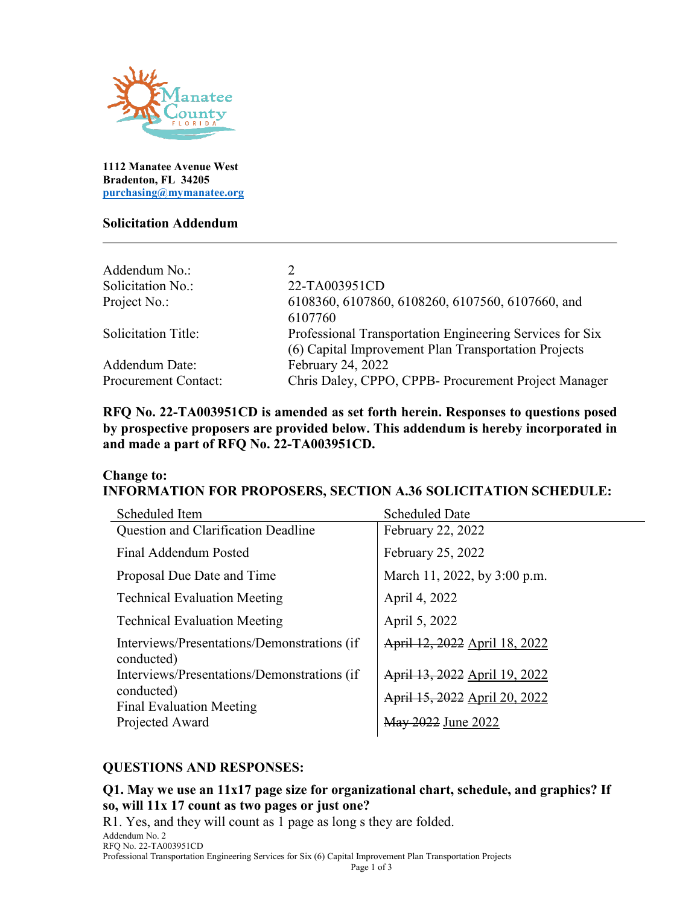1112 Manatee Avenue West
Bradenton, FL 34205
purchasing@mymanatee.org

**Solicitation Addendum**

---

| | |
|---|---|
| Addendum No.: | 2 |
| Solicitation No.: | 22-TA003951CD |
| Project No.: | 6108360, 6107860, 6108260, 6107560, 6107660, and 6107760 |
| Solicitation Title: | Professional Transportation Engineering Services for Six (6) Capital Improvement Plan Transportation Projects |
| Addendum Date: | February 24, 2022 |
| Procurement Contact: | Chris Daley, CPPO, CPPB- Procurement Project Manager |

**RFQ No. 22-TA003951CD is amended as set forth herein. Responses to questions posed by prospective proposers are provided below. This addendum is hereby incorporated in and made a part of RFQ No. 22-TA003951CD.**

**Change to:**
**INFORMATION FOR PROPOSERS, SECTION A.36 SOLICITATION SCHEDULE:**

| Scheduled Item | Scheduled Date |
|---|---|
| Question and Clarification Deadline | February 22, 2022 |
| Final Addendum Posted | February 25, 2022 |
| Proposal Due Date and Time | March 11, 2022, by 3:00 p.m. |
| Technical Evaluation Meeting | April 4, 2022 |
| Technical Evaluation Meeting | April 5, 2022 |
| Interviews/Presentations/Demonstrations (if conducted) | ~~April 12, 2022~~ April 18, 2022 |
| Interviews/Presentations/Demonstrations (if conducted) | ~~April 13, 2022~~ April 19, 2022 |
| Final Evaluation Meeting | ~~April 15, 2022~~ April 20, 2022 |
| Projected Award | ~~May 2022~~ June 2022 |

**QUESTIONS AND RESPONSES:**

**Q1. May we use an 11x17 page size for organizational chart, schedule, and graphics? If so, will 11x 17 count as two pages or just one?**

R1. Yes, and they will count as 1 page as long s they are folded.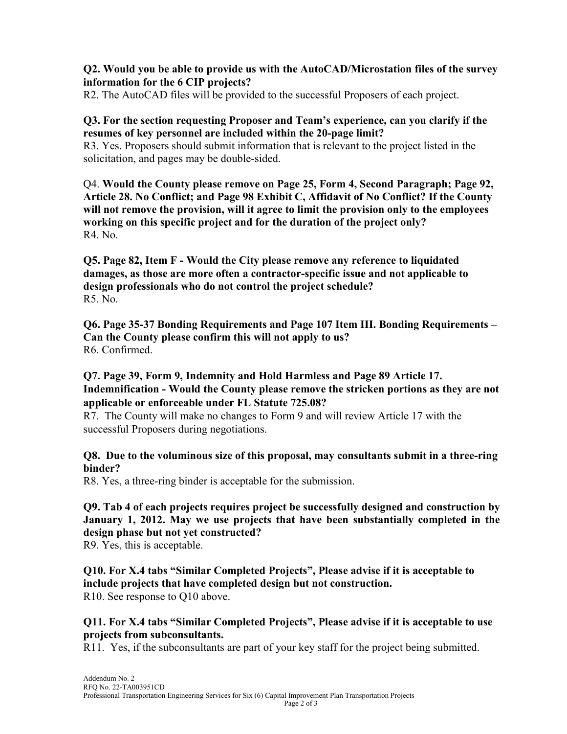**Q2. Would you be able to provide us with the AutoCAD/Microstation files of the survey information for the 6 CIP projects?**
R2. The AutoCAD files will be provided to the successful Proposers of each project.

**Q3. For the section requesting Proposer and Team's experience, can you clarify if the resumes of key personnel are included within the 20-page limit?**
R3. Yes. Proposers should submit information that is relevant to the project listed in the solicitation, and pages may be double-sided.

Q4. **Would the County please remove on Page 25, Form 4, Second Paragraph; Page 92, Article 28. No Conflict; and Page 98 Exhibit C, Affidavit of No Conflict? If the County will not remove the provision, will it agree to limit the provision only to the employees working on this specific project and for the duration of the project only?**
R4. No.

**Q5. Page 82, Item F - Would the City please remove any reference to liquidated damages, as those are more often a contractor-specific issue and not applicable to design professionals who do not control the project schedule?**
R5. No.

**Q6. Page 35-37 Bonding Requirements and Page 107 Item III. Bonding Requirements – Can the County please confirm this will not apply to us?**
R6. Confirmed.

**Q7. Page 39, Form 9, Indemnity and Hold Harmless and Page 89 Article 17. Indemnification - Would the County please remove the stricken portions as they are not applicable or enforceable under FL Statute 725.08?**
R7. The County will make no changes to Form 9 and will review Article 17 with the successful Proposers during negotiations.

**Q8. Due to the voluminous size of this proposal, may consultants submit in a three-ring binder?**
R8. Yes, a three-ring binder is acceptable for the submission.

**Q9. Tab 4 of each projects requires project be successfully designed and construction by January 1, 2012. May we use projects that have been substantially completed in the design phase but not yet constructed?**
R9. Yes, this is acceptable.

**Q10. For X.4 tabs "Similar Completed Projects", Please advise if it is acceptable to include projects that have completed design but not construction.**
R10. See response to Q10 above.

**Q11. For X.4 tabs "Similar Completed Projects", Please advise if it is acceptable to use projects from subconsultants.**
R11. Yes, if the subconsultants are part of your key staff for the project being submitted.

Addendum No. 2
RFQ No. 22-TA003951CD
Professional Transportation Engineering Services for Six (6) Capital Improvement Plan Transportation Projects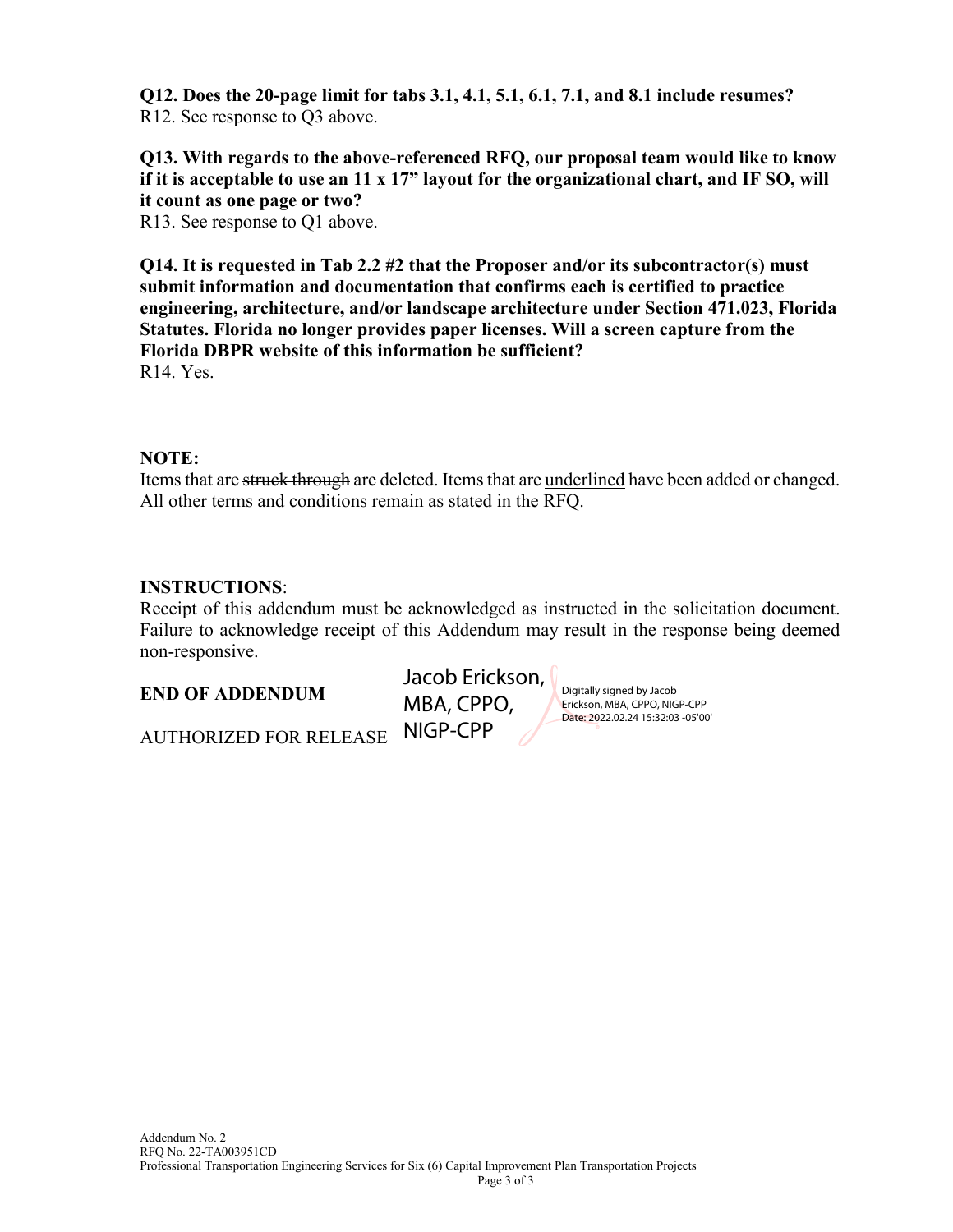**Q12. Does the 20-page limit for tabs 3.1, 4.1, 5.1, 6.1, 7.1, and 8.1 include resumes?**
R12. See response to Q3 above.

**Q13. With regards to the above-referenced RFQ, our proposal team would like to know if it is acceptable to use an 11 x 17" layout for the organizational chart, and IF SO, will it count as one page or two?**
R13. See response to Q1 above.

**Q14. It is requested in Tab 2.2 #2 that the Proposer and/or its subcontractor(s) must submit information and documentation that confirms each is certified to practice engineering, architecture, and/or landscape architecture under Section 471.023, Florida Statutes. Florida no longer provides paper licenses. Will a screen capture from the Florida DBPR website of this information be sufficient?**
R14. Yes.

**NOTE:**
Items that are ~~struck through~~ are deleted. Items that are <u>underlined</u> have been added or changed. All other terms and conditions remain as stated in the RFQ.

**INSTRUCTIONS**:
Receipt of this addendum must be acknowledged as instructed in the solicitation document. Failure to acknowledge receipt of this Addendum may result in the response being deemed non-responsive.

**END OF ADDENDUM**

AUTHORIZED FOR RELEASE

Jacob Erickson, MBA, CPPO, NIGP-CPP

Digitally signed by Jacob Erickson, MBA, CPPO, NIGP-CPP
Date: 2022.02.24 15:32:03 -05'00'

Addendum No. 2
RFQ No. 22-TA003951CD
Professional Transportation Engineering Services for Six (6) Capital Improvement Plan Transportation Projects